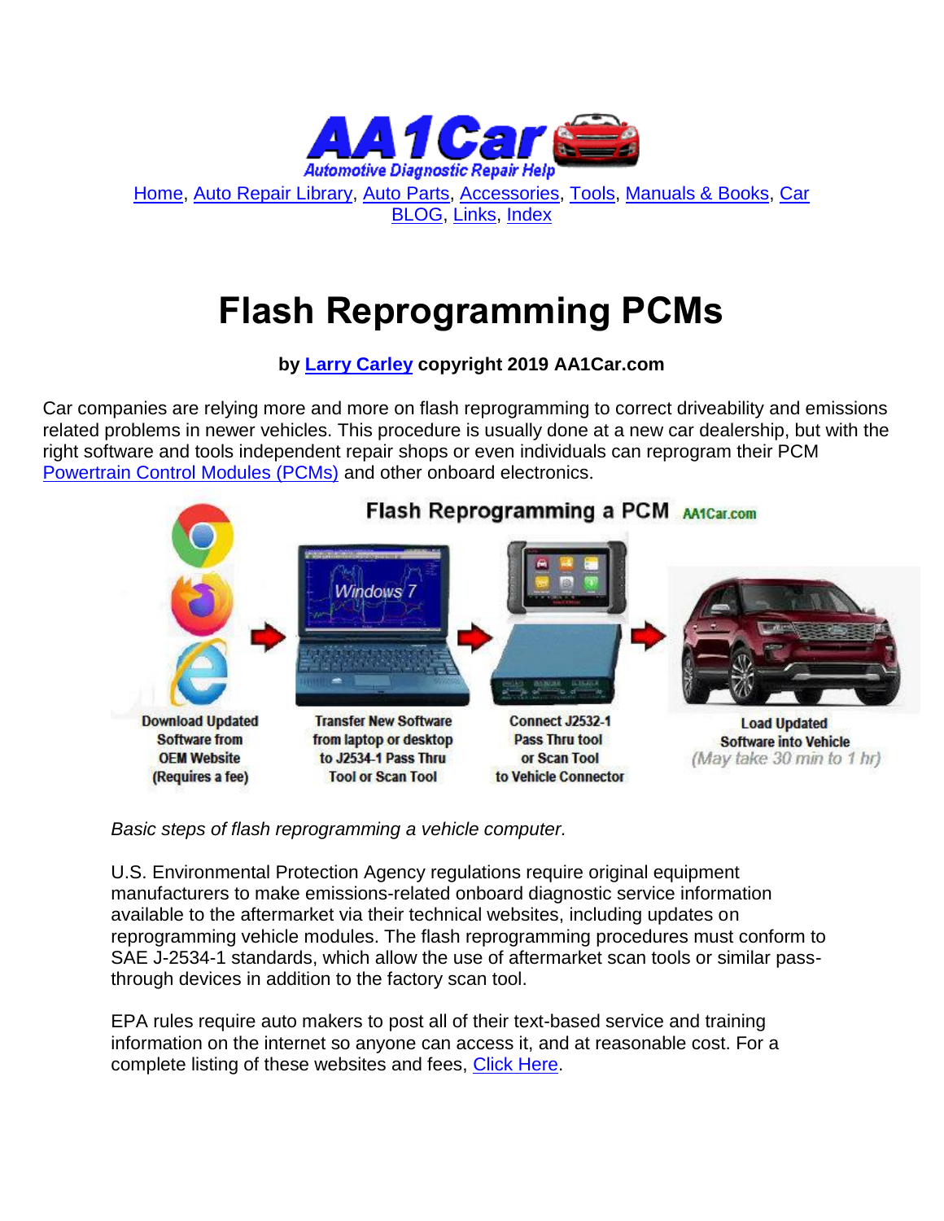AA1Car Automotive Diagnostic Repair Help

Home, Auto Repair Library, Auto Parts, Accessories, Tools, Manuals & Books, Car BLOG, Links, Index

# Flash Reprogramming PCMs

**by Larry Carley copyright 2019 AA1Car.com**

Car companies are relying more and more on flash reprogramming to correct driveability and emissions related problems in newer vehicles. This procedure is usually done at a new car dealership, but with the right software and tools independent repair shops or even individuals can reprogram their PCM Powertrain Control Modules (PCMs) and other onboard electronics.

Flash Reprogramming a PCM AA1Car.com

Download Updated Software from OEM Website (Requires a fee)

Transfer New Software from laptop or desktop to J2534-1 Pass Thru Tool or Scan Tool

Connect J2532-1 Pass Thru tool or Scan Tool to Vehicle Connector

Load Updated Software into Vehicle (May take 30 min to 1 hr)

*Basic steps of flash reprogramming a vehicle computer.*

U.S. Environmental Protection Agency regulations require original equipment manufacturers to make emissions-related onboard diagnostic service information available to the aftermarket via their technical websites, including updates on reprogramming vehicle modules. The flash reprogramming procedures must conform to SAE J-2534-1 standards, which allow the use of aftermarket scan tools or similar pass-through devices in addition to the factory scan tool.

EPA rules require auto makers to post all of their text-based service and training information on the internet so anyone can access it, and at reasonable cost. For a complete listing of these websites and fees, Click Here.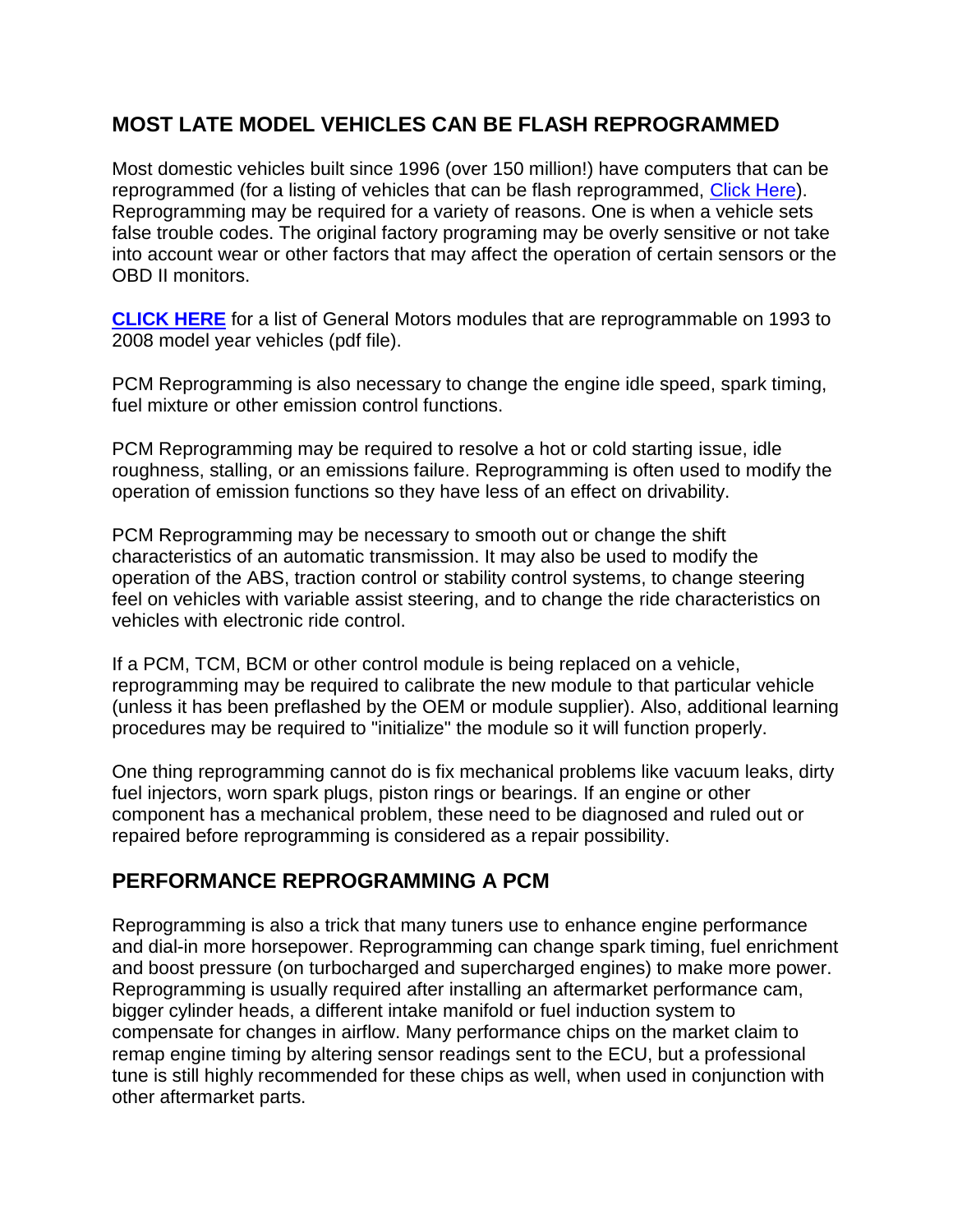## MOST LATE MODEL VEHICLES CAN BE FLASH REPROGRAMMED

Most domestic vehicles built since 1996 (over 150 million!) have computers that can be reprogrammed (for a listing of vehicles that can be flash reprogrammed, Click Here). Reprogramming may be required for a variety of reasons. One is when a vehicle sets false trouble codes. The original factory programing may be overly sensitive or not take into account wear or other factors that may affect the operation of certain sensors or the OBD II monitors.

**CLICK HERE** for a list of General Motors modules that are reprogrammable on 1993 to 2008 model year vehicles (pdf file).

PCM Reprogramming is also necessary to change the engine idle speed, spark timing, fuel mixture or other emission control functions.

PCM Reprogramming may be required to resolve a hot or cold starting issue, idle roughness, stalling, or an emissions failure. Reprogramming is often used to modify the operation of emission functions so they have less of an effect on drivability.

PCM Reprogramming may be necessary to smooth out or change the shift characteristics of an automatic transmission. It may also be used to modify the operation of the ABS, traction control or stability control systems, to change steering feel on vehicles with variable assist steering, and to change the ride characteristics on vehicles with electronic ride control.

If a PCM, TCM, BCM or other control module is being replaced on a vehicle, reprogramming may be required to calibrate the new module to that particular vehicle (unless it has been preflashed by the OEM or module supplier). Also, additional learning procedures may be required to "initialize" the module so it will function properly.

One thing reprogramming cannot do is fix mechanical problems like vacuum leaks, dirty fuel injectors, worn spark plugs, piston rings or bearings. If an engine or other component has a mechanical problem, these need to be diagnosed and ruled out or repaired before reprogramming is considered as a repair possibility.

## PERFORMANCE REPROGRAMMING A PCM

Reprogramming is also a trick that many tuners use to enhance engine performance and dial-in more horsepower. Reprogramming can change spark timing, fuel enrichment and boost pressure (on turbocharged and supercharged engines) to make more power. Reprogramming is usually required after installing an aftermarket performance cam, bigger cylinder heads, a different intake manifold or fuel induction system to compensate for changes in airflow. Many performance chips on the market claim to remap engine timing by altering sensor readings sent to the ECU, but a professional tune is still highly recommended for these chips as well, when used in conjunction with other aftermarket parts.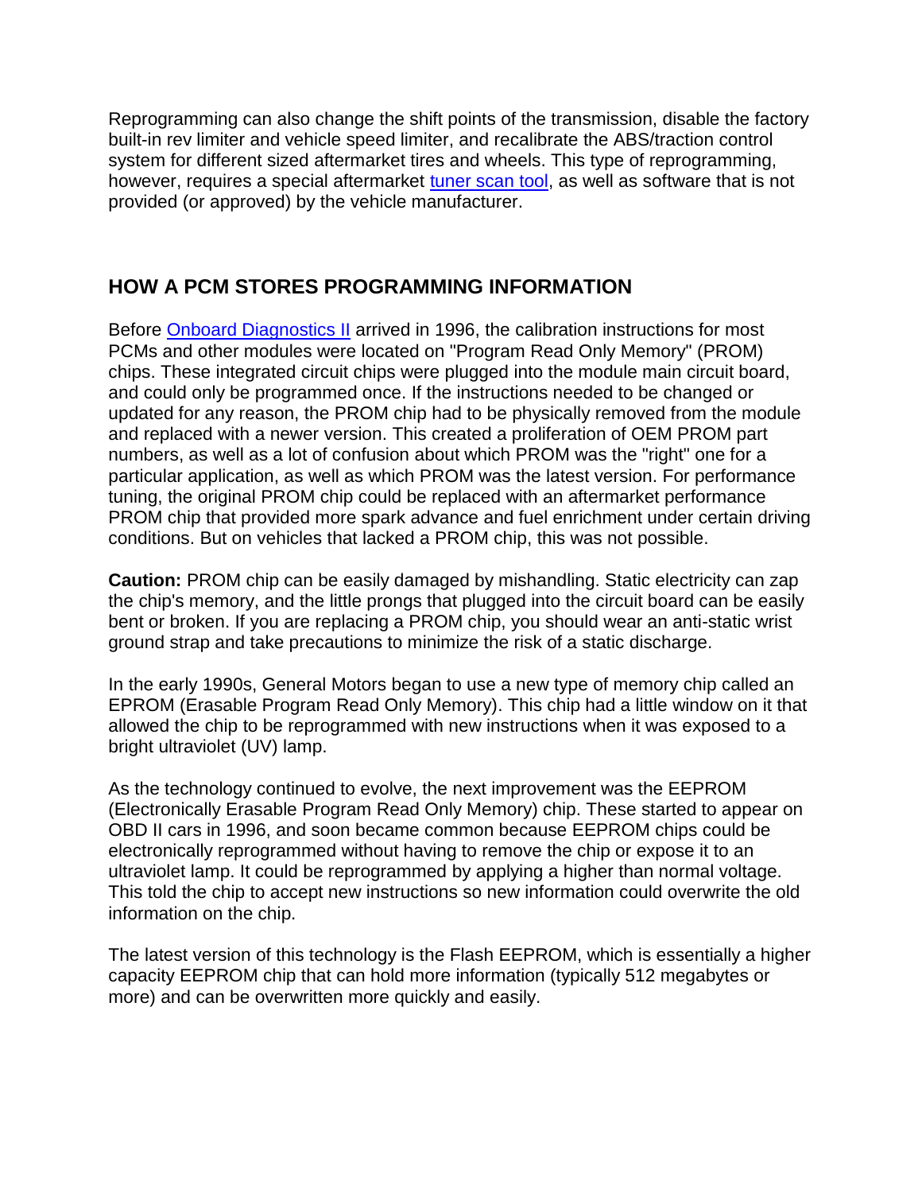Reprogramming can also change the shift points of the transmission, disable the factory built-in rev limiter and vehicle speed limiter, and recalibrate the ABS/traction control system for different sized aftermarket tires and wheels. This type of reprogramming, however, requires a special aftermarket tuner scan tool, as well as software that is not provided (or approved) by the vehicle manufacturer.

## HOW A PCM STORES PROGRAMMING INFORMATION

Before Onboard Diagnostics II arrived in 1996, the calibration instructions for most PCMs and other modules were located on "Program Read Only Memory" (PROM) chips. These integrated circuit chips were plugged into the module main circuit board, and could only be programmed once. If the instructions needed to be changed or updated for any reason, the PROM chip had to be physically removed from the module and replaced with a newer version. This created a proliferation of OEM PROM part numbers, as well as a lot of confusion about which PROM was the "right" one for a particular application, as well as which PROM was the latest version. For performance tuning, the original PROM chip could be replaced with an aftermarket performance PROM chip that provided more spark advance and fuel enrichment under certain driving conditions. But on vehicles that lacked a PROM chip, this was not possible.

**Caution:** PROM chip can be easily damaged by mishandling. Static electricity can zap the chip's memory, and the little prongs that plugged into the circuit board can be easily bent or broken. If you are replacing a PROM chip, you should wear an anti-static wrist ground strap and take precautions to minimize the risk of a static discharge.

In the early 1990s, General Motors began to use a new type of memory chip called an EPROM (Erasable Program Read Only Memory). This chip had a little window on it that allowed the chip to be reprogrammed with new instructions when it was exposed to a bright ultraviolet (UV) lamp.

As the technology continued to evolve, the next improvement was the EEPROM (Electronically Erasable Program Read Only Memory) chip. These started to appear on OBD II cars in 1996, and soon became common because EEPROM chips could be electronically reprogrammed without having to remove the chip or expose it to an ultraviolet lamp. It could be reprogrammed by applying a higher than normal voltage. This told the chip to accept new instructions so new information could overwrite the old information on the chip.

The latest version of this technology is the Flash EEPROM, which is essentially a higher capacity EEPROM chip that can hold more information (typically 512 megabytes or more) and can be overwritten more quickly and easily.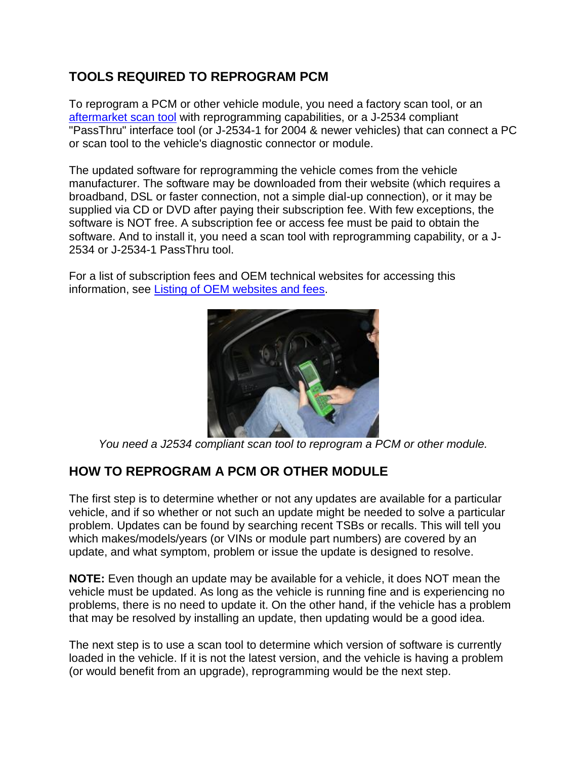## TOOLS REQUIRED TO REPROGRAM PCM

To reprogram a PCM or other vehicle module, you need a factory scan tool, or an aftermarket scan tool with reprogramming capabilities, or a J-2534 compliant "PassThru" interface tool (or J-2534-1 for 2004 & newer vehicles) that can connect a PC or scan tool to the vehicle's diagnostic connector or module.

The updated software for reprogramming the vehicle comes from the vehicle manufacturer. The software may be downloaded from their website (which requires a broadband, DSL or faster connection, not a simple dial-up connection), or it may be supplied via CD or DVD after paying their subscription fee. With few exceptions, the software is NOT free. A subscription fee or access fee must be paid to obtain the software. And to install it, you need a scan tool with reprogramming capability, or a J-2534 or J-2534-1 PassThru tool.

For a list of subscription fees and OEM technical websites for accessing this information, see Listing of OEM websites and fees.

*You need a J2534 compliant scan tool to reprogram a PCM or other module.*

## HOW TO REPROGRAM A PCM OR OTHER MODULE

The first step is to determine whether or not any updates are available for a particular vehicle, and if so whether or not such an update might be needed to solve a particular problem. Updates can be found by searching recent TSBs or recalls. This will tell you which makes/models/years (or VINs or module part numbers) are covered by an update, and what symptom, problem or issue the update is designed to resolve.

**NOTE:** Even though an update may be available for a vehicle, it does NOT mean the vehicle must be updated. As long as the vehicle is running fine and is experiencing no problems, there is no need to update it. On the other hand, if the vehicle has a problem that may be resolved by installing an update, then updating would be a good idea.

The next step is to use a scan tool to determine which version of software is currently loaded in the vehicle. If it is not the latest version, and the vehicle is having a problem (or would benefit from an upgrade), reprogramming would be the next step.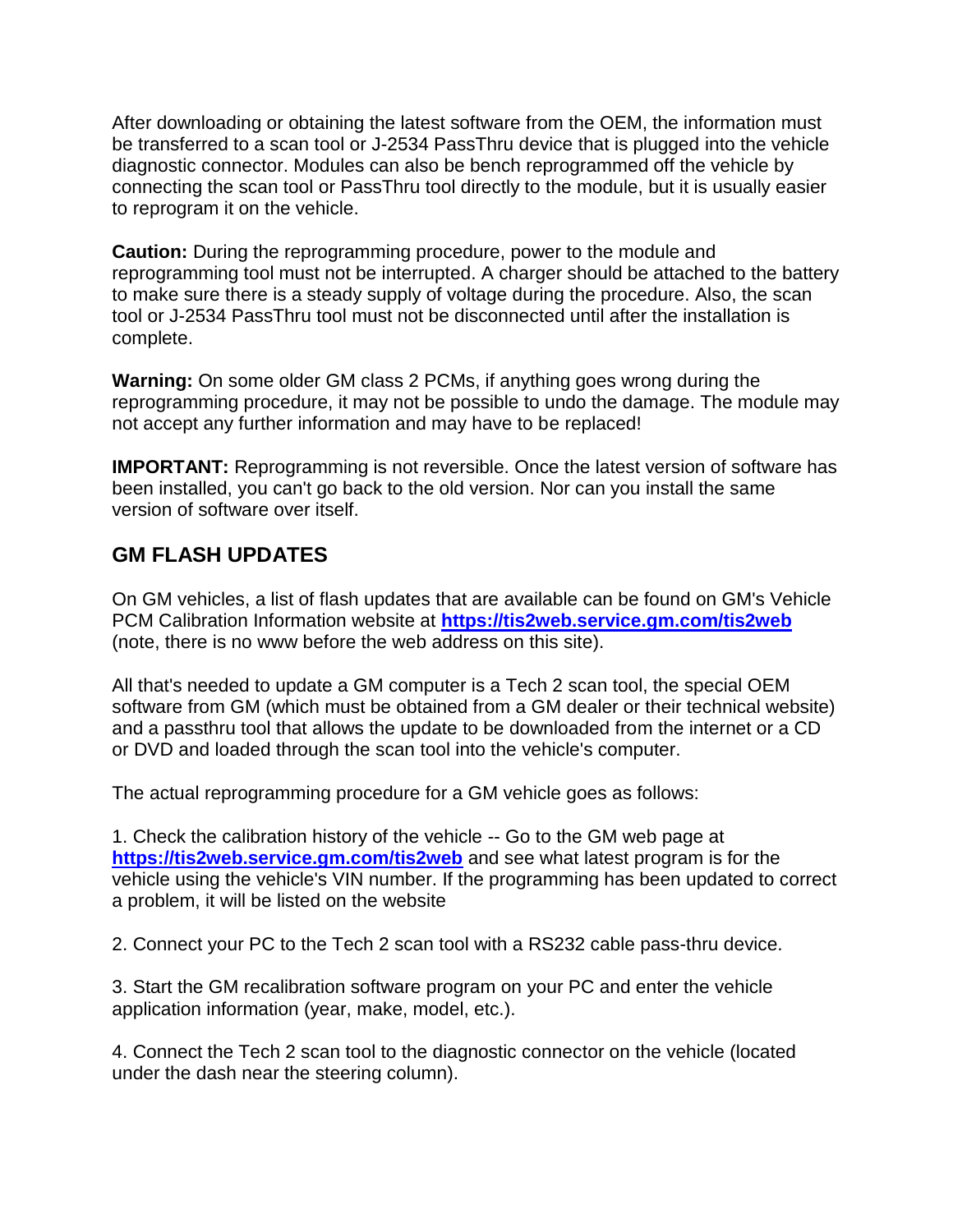After downloading or obtaining the latest software from the OEM, the information must be transferred to a scan tool or J-2534 PassThru device that is plugged into the vehicle diagnostic connector. Modules can also be bench reprogrammed off the vehicle by connecting the scan tool or PassThru tool directly to the module, but it is usually easier to reprogram it on the vehicle.

**Caution:** During the reprogramming procedure, power to the module and reprogramming tool must not be interrupted. A charger should be attached to the battery to make sure there is a steady supply of voltage during the procedure. Also, the scan tool or J-2534 PassThru tool must not be disconnected until after the installation is complete.

**Warning:** On some older GM class 2 PCMs, if anything goes wrong during the reprogramming procedure, it may not be possible to undo the damage. The module may not accept any further information and may have to be replaced!

**IMPORTANT:** Reprogramming is not reversible. Once the latest version of software has been installed, you can't go back to the old version. Nor can you install the same version of software over itself.

## GM FLASH UPDATES

On GM vehicles, a list of flash updates that are available can be found on GM's Vehicle PCM Calibration Information website at **https://tis2web.service.gm.com/tis2web** (note, there is no www before the web address on this site).

All that's needed to update a GM computer is a Tech 2 scan tool, the special OEM software from GM (which must be obtained from a GM dealer or their technical website) and a passthru tool that allows the update to be downloaded from the internet or a CD or DVD and loaded through the scan tool into the vehicle's computer.

The actual reprogramming procedure for a GM vehicle goes as follows:

1. Check the calibration history of the vehicle -- Go to the GM web page at **https://tis2web.service.gm.com/tis2web** and see what latest program is for the vehicle using the vehicle's VIN number. If the programming has been updated to correct a problem, it will be listed on the website

2. Connect your PC to the Tech 2 scan tool with a RS232 cable pass-thru device.

3. Start the GM recalibration software program on your PC and enter the vehicle application information (year, make, model, etc.).

4. Connect the Tech 2 scan tool to the diagnostic connector on the vehicle (located under the dash near the steering column).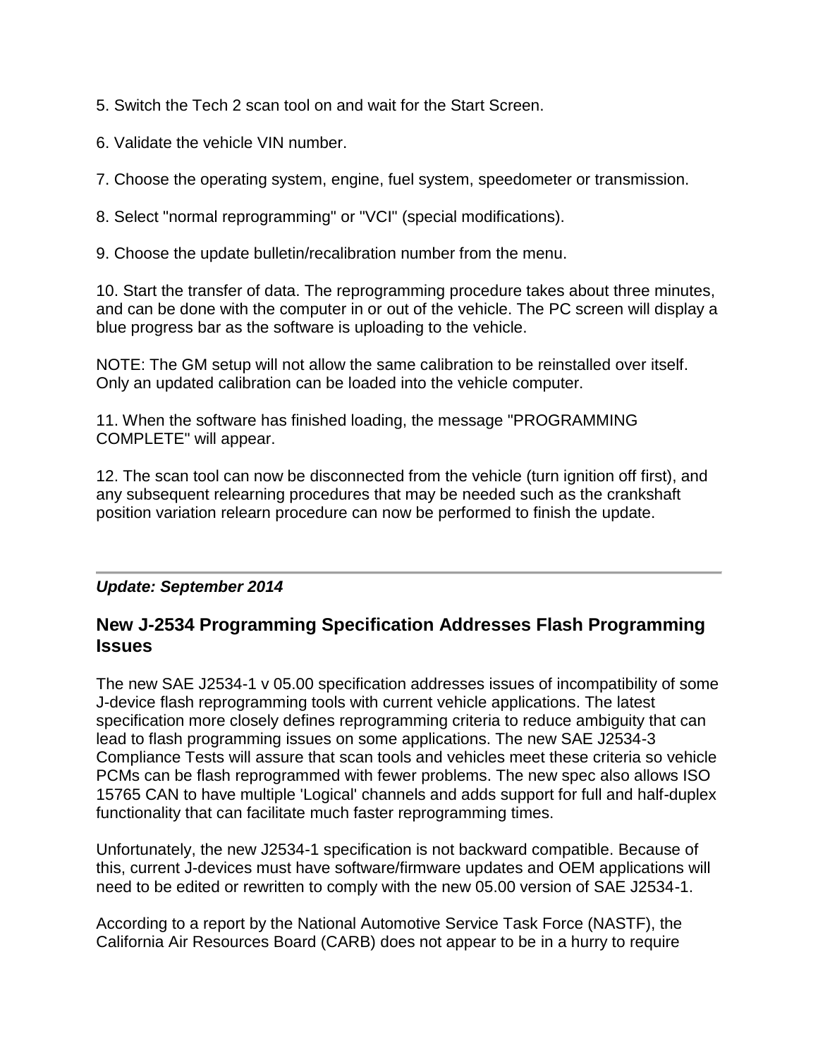5. Switch the Tech 2 scan tool on and wait for the Start Screen.

6. Validate the vehicle VIN number.

7. Choose the operating system, engine, fuel system, speedometer or transmission.

8. Select "normal reprogramming" or "VCI" (special modifications).

9. Choose the update bulletin/recalibration number from the menu.

10. Start the transfer of data. The reprogramming procedure takes about three minutes, and can be done with the computer in or out of the vehicle. The PC screen will display a blue progress bar as the software is uploading to the vehicle.

NOTE: The GM setup will not allow the same calibration to be reinstalled over itself. Only an updated calibration can be loaded into the vehicle computer.

11. When the software has finished loading, the message "PROGRAMMING COMPLETE" will appear.

12. The scan tool can now be disconnected from the vehicle (turn ignition off first), and any subsequent relearning procedures that may be needed such as the crankshaft position variation relearn procedure can now be performed to finish the update.

---

***Update: September 2014***

## New J-2534 Programming Specification Addresses Flash Programming Issues

The new SAE J2534-1 v 05.00 specification addresses issues of incompatibility of some J-device flash reprogramming tools with current vehicle applications. The latest specification more closely defines reprogramming criteria to reduce ambiguity that can lead to flash programming issues on some applications. The new SAE J2534-3 Compliance Tests will assure that scan tools and vehicles meet these criteria so vehicle PCMs can be flash reprogrammed with fewer problems. The new spec also allows ISO 15765 CAN to have multiple 'Logical' channels and adds support for full and half-duplex functionality that can facilitate much faster reprogramming times.

Unfortunately, the new J2534-1 specification is not backward compatible. Because of this, current J-devices must have software/firmware updates and OEM applications will need to be edited or rewritten to comply with the new 05.00 version of SAE J2534-1.

According to a report by the National Automotive Service Task Force (NASTF), the California Air Resources Board (CARB) does not appear to be in a hurry to require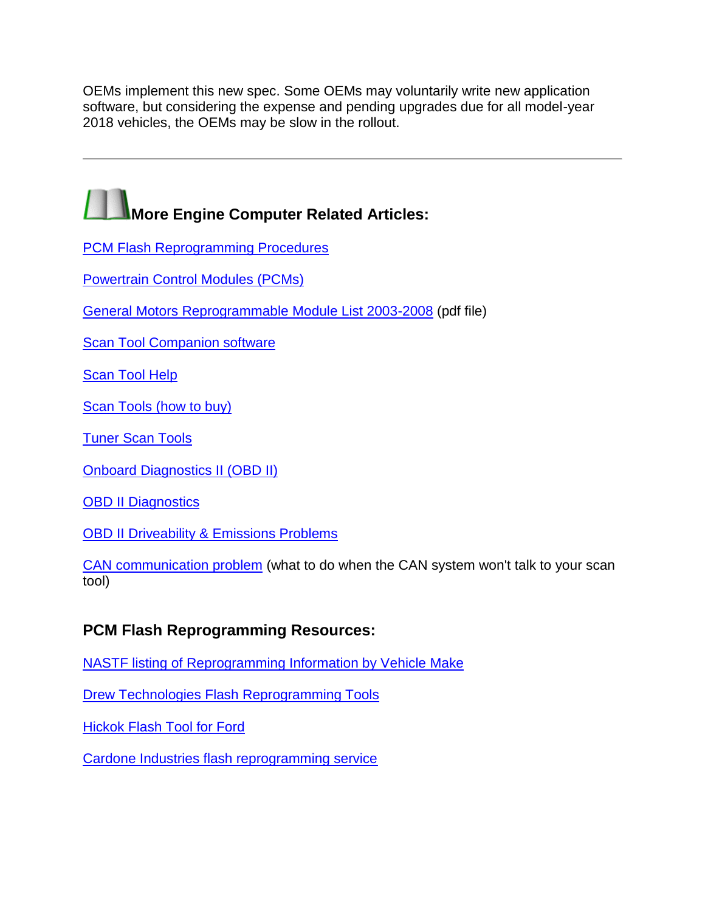OEMs implement this new spec. Some OEMs may voluntarily write new application software, but considering the expense and pending upgrades due for all model-year 2018 vehicles, the OEMs may be slow in the rollout.

---

## More Engine Computer Related Articles:

PCM Flash Reprogramming Procedures

Powertrain Control Modules (PCMs)

General Motors Reprogrammable Module List 2003-2008 (pdf file)

Scan Tool Companion software

Scan Tool Help

Scan Tools (how to buy)

Tuner Scan Tools

Onboard Diagnostics II (OBD II)

OBD II Diagnostics

OBD II Driveability & Emissions Problems

CAN communication problem (what to do when the CAN system won't talk to your scan tool)

## PCM Flash Reprogramming Resources:

NASTF listing of Reprogramming Information by Vehicle Make

Drew Technologies Flash Reprogramming Tools

Hickok Flash Tool for Ford

Cardone Industries flash reprogramming service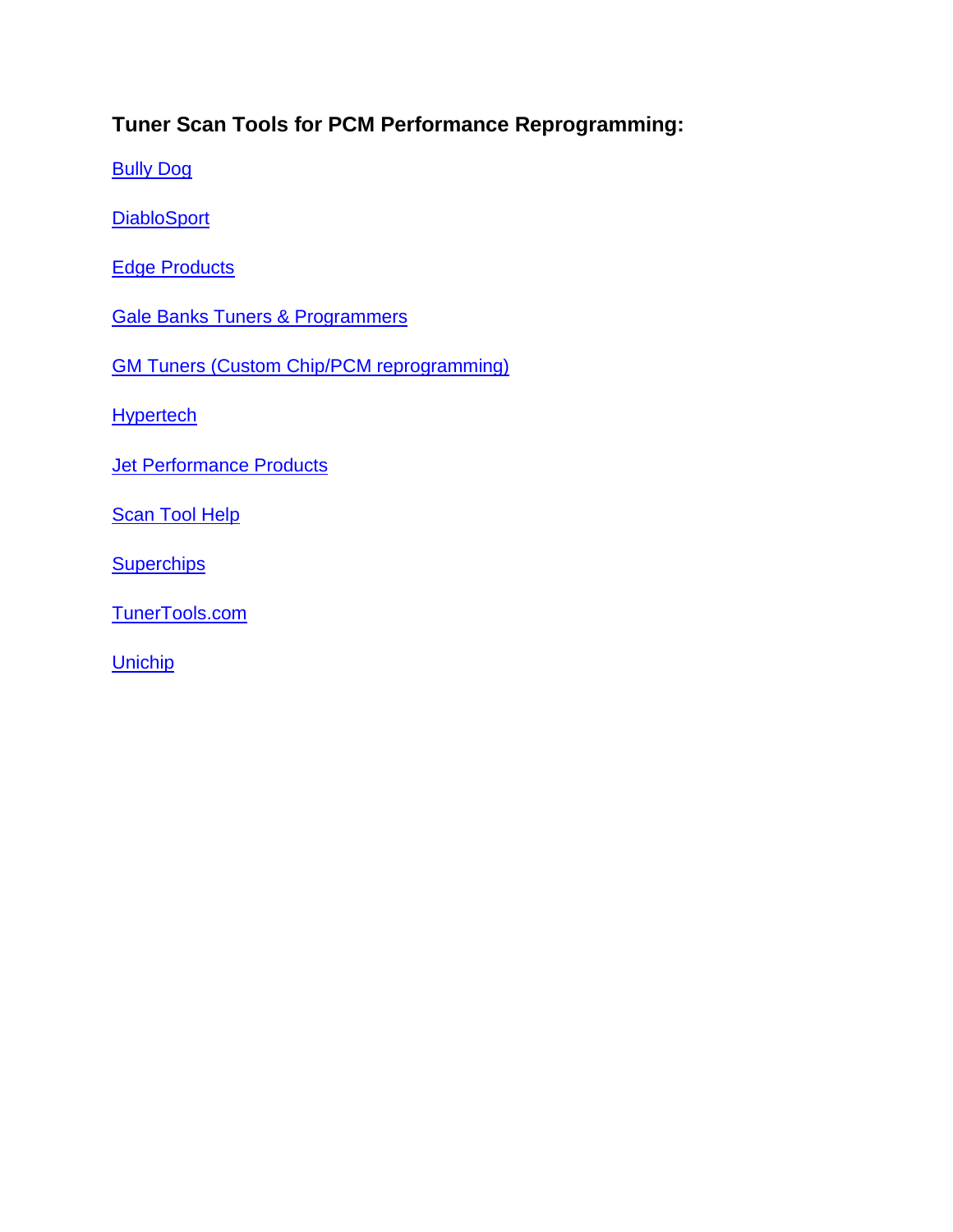### Tuner Scan Tools for PCM Performance Reprogramming:

Bully Dog

DiabloSport

Edge Products

Gale Banks Tuners & Programmers

GM Tuners (Custom Chip/PCM reprogramming)

Hypertech

Jet Performance Products

Scan Tool Help

Superchips

TunerTools.com

Unichip